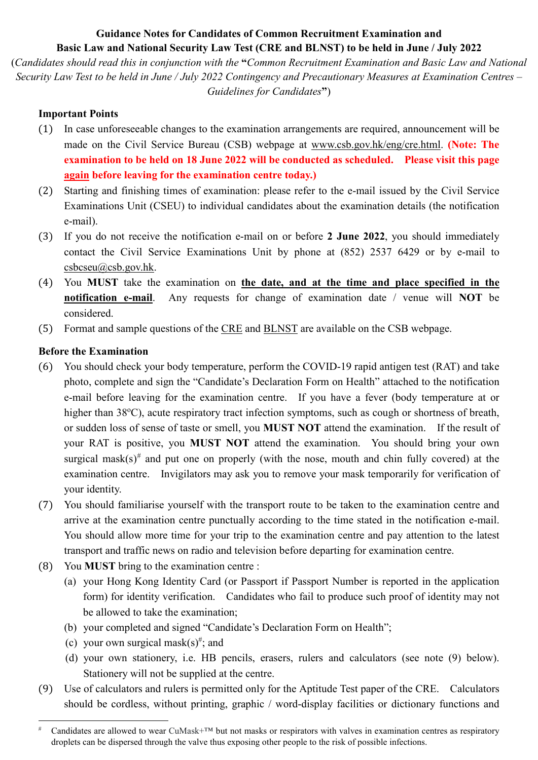**Guidance Notes for Candidates of Common Recruitment Examination and Basic Law and National Security Law Test (CRE and BLNST) to be held in June / July 2022**

(*Candidates should read this in conjunction with the* "*Common Recruitment Examination and Basic Law and National Security Law Test to be held in June / July 2022 Contingency and Precautionary Measures at Examination Centres – Guidelines for Candidates*")

**Important Points**

(1) In case unforeseeable changes to the examination arrangements are required, announcement will be made on the Civil Service Bureau (CSB) webpage at www.csb.gov.hk/eng/cre.html. **(Note: The examination to be held on 18 June 2022 will be conducted as scheduled. Please visit this page again before leaving for the examination centre today.)**

(2) Starting and finishing times of examination: please refer to the e-mail issued by the Civil Service Examinations Unit (CSEU) to individual candidates about the examination details (the notification e-mail).

(3) If you do not receive the notification e-mail on or before **2 June 2022**, you should immediately contact the Civil Service Examinations Unit by phone at (852) 2537 6429 or by e-mail to csbcseu@csb.gov.hk.

(4) You **MUST** take the examination on **the date, and at the time and place specified in the notification e-mail**. Any requests for change of examination date / venue will **NOT** be considered.

(5) Format and sample questions of the CRE and BLNST are available on the CSB webpage.

**Before the Examination**

(6) You should check your body temperature, perform the COVID-19 rapid antigen test (RAT) and take photo, complete and sign the "Candidate's Declaration Form on Health" attached to the notification e-mail before leaving for the examination centre. If you have a fever (body temperature at or higher than 38ºC), acute respiratory tract infection symptoms, such as cough or shortness of breath, or sudden loss of sense of taste or smell, you **MUST NOT** attend the examination. If the result of your RAT is positive, you **MUST NOT** attend the examination. You should bring your own surgical mask(s)[#] and put one on properly (with the nose, mouth and chin fully covered) at the examination centre. Invigilators may ask you to remove your mask temporarily for verification of your identity.

(7) You should familiarise yourself with the transport route to be taken to the examination centre and arrive at the examination centre punctually according to the time stated in the notification e-mail. You should allow more time for your trip to the examination centre and pay attention to the latest transport and traffic news on radio and television before departing for examination centre.

(8) You **MUST** bring to the examination centre :

  (a) your Hong Kong Identity Card (or Passport if Passport Number is reported in the application form) for identity verification. Candidates who fail to produce such proof of identity may not be allowed to take the examination;

  (b) your completed and signed "Candidate's Declaration Form on Health";

  (c) your own surgical mask(s)[#]; and

  (d) your own stationery, i.e. HB pencils, erasers, rulers and calculators (see note (9) below). Stationery will not be supplied at the centre.

(9) Use of calculators and rulers is permitted only for the Aptitude Test paper of the CRE. Calculators should be cordless, without printing, graphic / word-display facilities or dictionary functions and

---

[#] Candidates are allowed to wear CuMask+™ but not masks or respirators with valves in examination centres as respiratory droplets can be dispersed through the valve thus exposing other people to the risk of possible infections.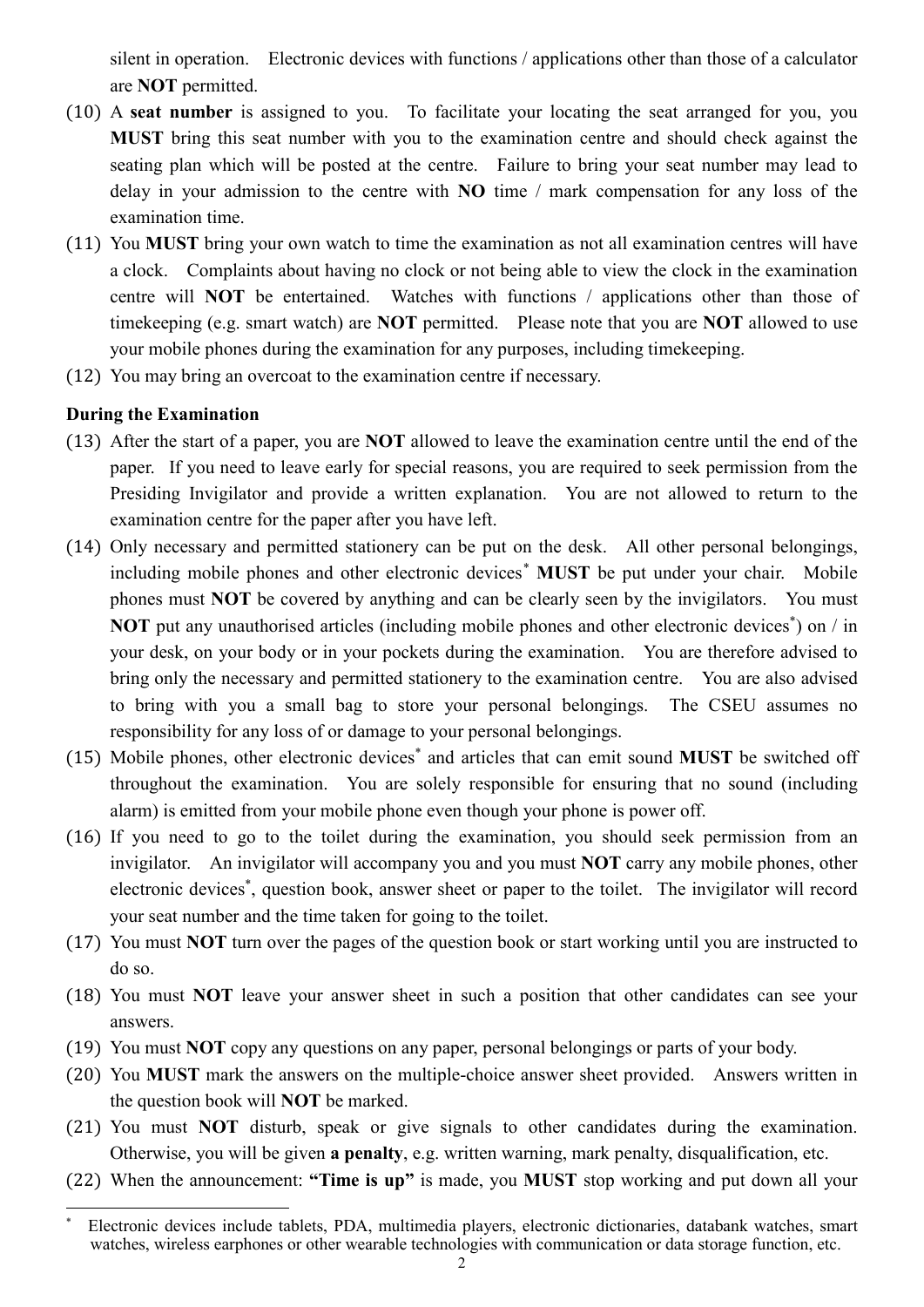silent in operation. Electronic devices with functions / applications other than those of a calculator are **NOT** permitted.

(10) A **seat number** is assigned to you. To facilitate your locating the seat arranged for you, you **MUST** bring this seat number with you to the examination centre and should check against the seating plan which will be posted at the centre. Failure to bring your seat number may lead to delay in your admission to the centre with **NO** time / mark compensation for any loss of the examination time.

(11) You **MUST** bring your own watch to time the examination as not all examination centres will have a clock. Complaints about having no clock or not being able to view the clock in the examination centre will **NOT** be entertained. Watches with functions / applications other than those of timekeeping (e.g. smart watch) are **NOT** permitted. Please note that you are **NOT** allowed to use your mobile phones during the examination for any purposes, including timekeeping.

(12) You may bring an overcoat to the examination centre if necessary.

**During the Examination**

(13) After the start of a paper, you are **NOT** allowed to leave the examination centre until the end of the paper. If you need to leave early for special reasons, you are required to seek permission from the Presiding Invigilator and provide a written explanation. You are not allowed to return to the examination centre for the paper after you have left.

(14) Only necessary and permitted stationery can be put on the desk. All other personal belongings, including mobile phones and other electronic devices* **MUST** be put under your chair. Mobile phones must **NOT** be covered by anything and can be clearly seen by the invigilators. You must **NOT** put any unauthorised articles (including mobile phones and other electronic devices*) on / in your desk, on your body or in your pockets during the examination. You are therefore advised to bring only the necessary and permitted stationery to the examination centre. You are also advised to bring with you a small bag to store your personal belongings. The CSEU assumes no responsibility for any loss of or damage to your personal belongings.

(15) Mobile phones, other electronic devices* and articles that can emit sound **MUST** be switched off throughout the examination. You are solely responsible for ensuring that no sound (including alarm) is emitted from your mobile phone even though your phone is power off.

(16) If you need to go to the toilet during the examination, you should seek permission from an invigilator. An invigilator will accompany you and you must **NOT** carry any mobile phones, other electronic devices*, question book, answer sheet or paper to the toilet. The invigilator will record your seat number and the time taken for going to the toilet.

(17) You must **NOT** turn over the pages of the question book or start working until you are instructed to do so.

(18) You must **NOT** leave your answer sheet in such a position that other candidates can see your answers.

(19) You must **NOT** copy any questions on any paper, personal belongings or parts of your body.

(20) You **MUST** mark the answers on the multiple-choice answer sheet provided. Answers written in the question book will **NOT** be marked.

(21) You must **NOT** disturb, speak or give signals to other candidates during the examination. Otherwise, you will be given **a penalty**, e.g. written warning, mark penalty, disqualification, etc.

(22) When the announcement: **"Time is up"** is made, you **MUST** stop working and put down all your

---

* Electronic devices include tablets, PDA, multimedia players, electronic dictionaries, databank watches, smart watches, wireless earphones or other wearable technologies with communication or data storage function, etc.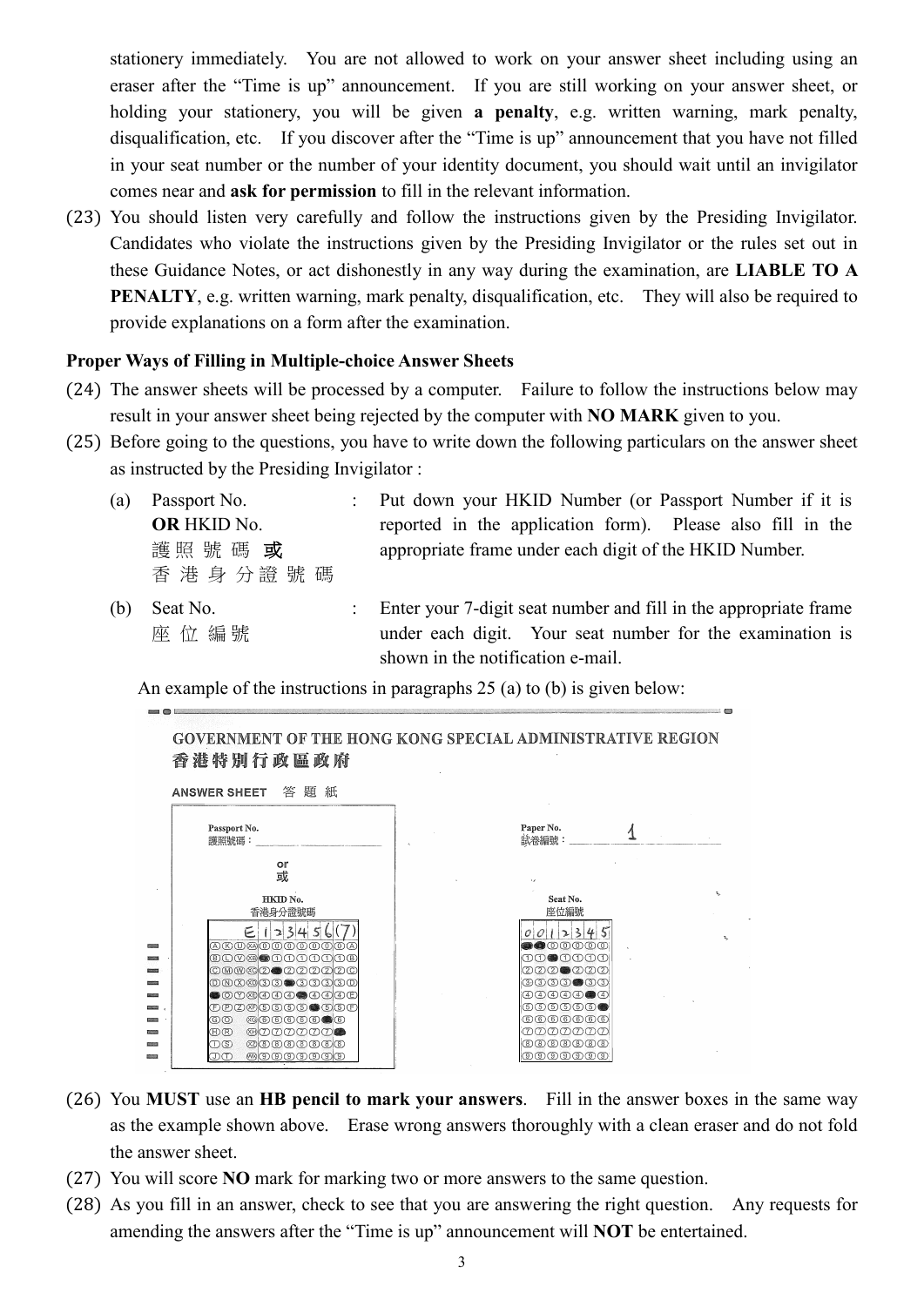stationery immediately. You are not allowed to work on your answer sheet including using an eraser after the "Time is up" announcement. If you are still working on your answer sheet, or holding your stationery, you will be given **a penalty**, e.g. written warning, mark penalty, disqualification, etc. If you discover after the "Time is up" announcement that you have not filled in your seat number or the number of your identity document, you should wait until an invigilator comes near and **ask for permission** to fill in the relevant information.

(23) You should listen very carefully and follow the instructions given by the Presiding Invigilator. Candidates who violate the instructions given by the Presiding Invigilator or the rules set out in these Guidance Notes, or act dishonestly in any way during the examination, are **LIABLE TO A PENALTY**, e.g. written warning, mark penalty, disqualification, etc. They will also be required to provide explanations on a form after the examination.

**Proper Ways of Filling in Multiple-choice Answer Sheets**

(24) The answer sheets will be processed by a computer. Failure to follow the instructions below may result in your answer sheet being rejected by the computer with **NO MARK** given to you.

(25) Before going to the questions, you have to write down the following particulars on the answer sheet as instructed by the Presiding Invigilator :

| | | | |
|---|---|---|---|
| (a) | Passport No. **OR** HKID No. 護照號碼 **或** 香港身分證號碼 | : | Put down your HKID Number (or Passport Number if it is reported in the application form). Please also fill in the appropriate frame under each digit of the HKID Number. |
| (b) | Seat No. 座位編號 | : | Enter your 7-digit seat number and fill in the appropriate frame under each digit. Your seat number for the examination is shown in the notification e-mail. |

An example of the instructions in paragraphs 25 (a) to (b) is given below:

GOVERNMENT OF THE HONG KONG SPECIAL ADMINISTRATIVE REGION
香港特別行政區政府

ANSWER SHEET 答題紙

Passport No. 護照號碼：
or 或
HKID No. 香港身分證號碼
E123456(7)

Paper No. 試卷編號： 1

Seat No. 座位編號
0012345

(26) You **MUST** use an **HB pencil to mark your answers**. Fill in the answer boxes in the same way as the example shown above. Erase wrong answers thoroughly with a clean eraser and do not fold the answer sheet.

(27) You will score **NO** mark for marking two or more answers to the same question.

(28) As you fill in an answer, check to see that you are answering the right question. Any requests for amending the answers after the "Time is up" announcement will **NOT** be entertained.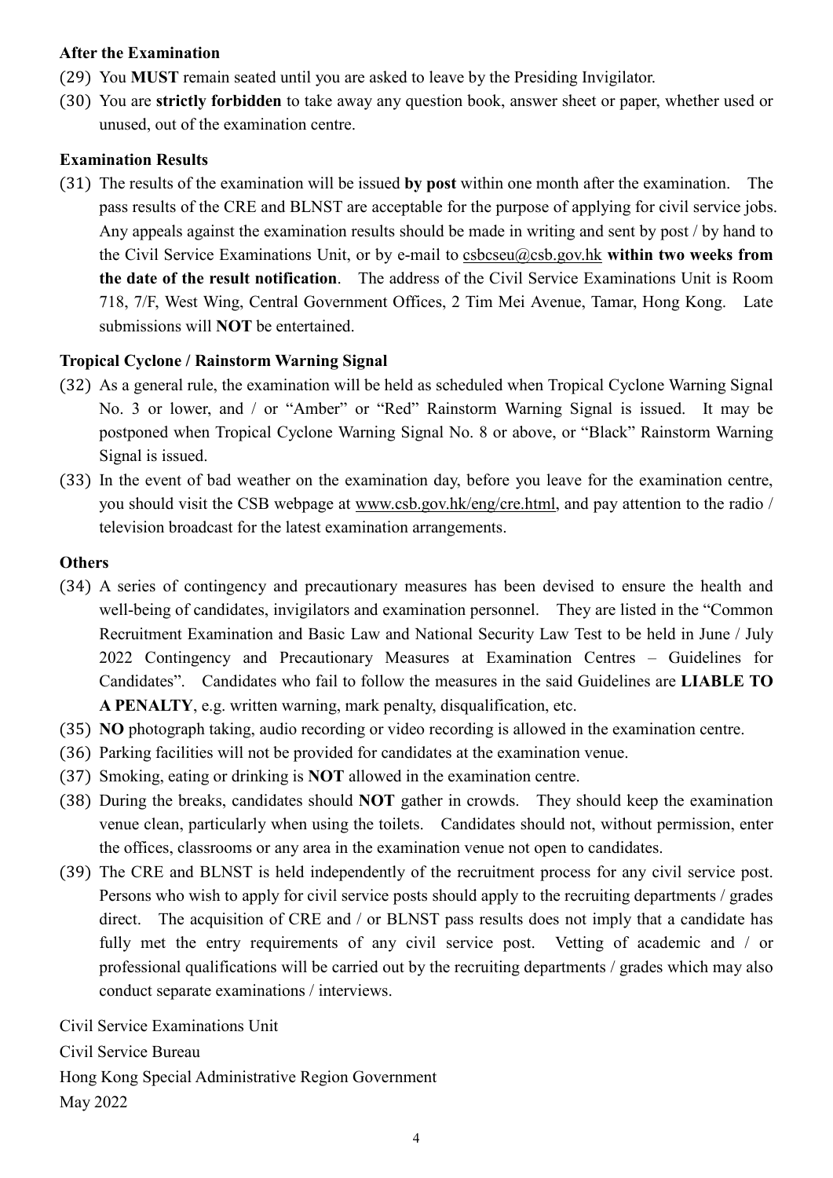**After the Examination**

(29) You **MUST** remain seated until you are asked to leave by the Presiding Invigilator.

(30) You are **strictly forbidden** to take away any question book, answer sheet or paper, whether used or unused, out of the examination centre.

**Examination Results**

(31) The results of the examination will be issued **by post** within one month after the examination. The pass results of the CRE and BLNST are acceptable for the purpose of applying for civil service jobs. Any appeals against the examination results should be made in writing and sent by post / by hand to the Civil Service Examinations Unit, or by e-mail to csbcseu@csb.gov.hk **within two weeks from the date of the result notification**. The address of the Civil Service Examinations Unit is Room 718, 7/F, West Wing, Central Government Offices, 2 Tim Mei Avenue, Tamar, Hong Kong. Late submissions will **NOT** be entertained.

**Tropical Cyclone / Rainstorm Warning Signal**

(32) As a general rule, the examination will be held as scheduled when Tropical Cyclone Warning Signal No. 3 or lower, and / or "Amber" or "Red" Rainstorm Warning Signal is issued. It may be postponed when Tropical Cyclone Warning Signal No. 8 or above, or "Black" Rainstorm Warning Signal is issued.

(33) In the event of bad weather on the examination day, before you leave for the examination centre, you should visit the CSB webpage at www.csb.gov.hk/eng/cre.html, and pay attention to the radio / television broadcast for the latest examination arrangements.

**Others**

(34) A series of contingency and precautionary measures has been devised to ensure the health and well-being of candidates, invigilators and examination personnel. They are listed in the "Common Recruitment Examination and Basic Law and National Security Law Test to be held in June / July 2022 Contingency and Precautionary Measures at Examination Centres – Guidelines for Candidates". Candidates who fail to follow the measures in the said Guidelines are **LIABLE TO A PENALTY**, e.g. written warning, mark penalty, disqualification, etc.

(35) **NO** photograph taking, audio recording or video recording is allowed in the examination centre.

(36) Parking facilities will not be provided for candidates at the examination venue.

(37) Smoking, eating or drinking is **NOT** allowed in the examination centre.

(38) During the breaks, candidates should **NOT** gather in crowds. They should keep the examination venue clean, particularly when using the toilets. Candidates should not, without permission, enter the offices, classrooms or any area in the examination venue not open to candidates.

(39) The CRE and BLNST is held independently of the recruitment process for any civil service post. Persons who wish to apply for civil service posts should apply to the recruiting departments / grades direct. The acquisition of CRE and / or BLNST pass results does not imply that a candidate has fully met the entry requirements of any civil service post. Vetting of academic and / or professional qualifications will be carried out by the recruiting departments / grades which may also conduct separate examinations / interviews.

Civil Service Examinations Unit

Civil Service Bureau

Hong Kong Special Administrative Region Government

May 2022